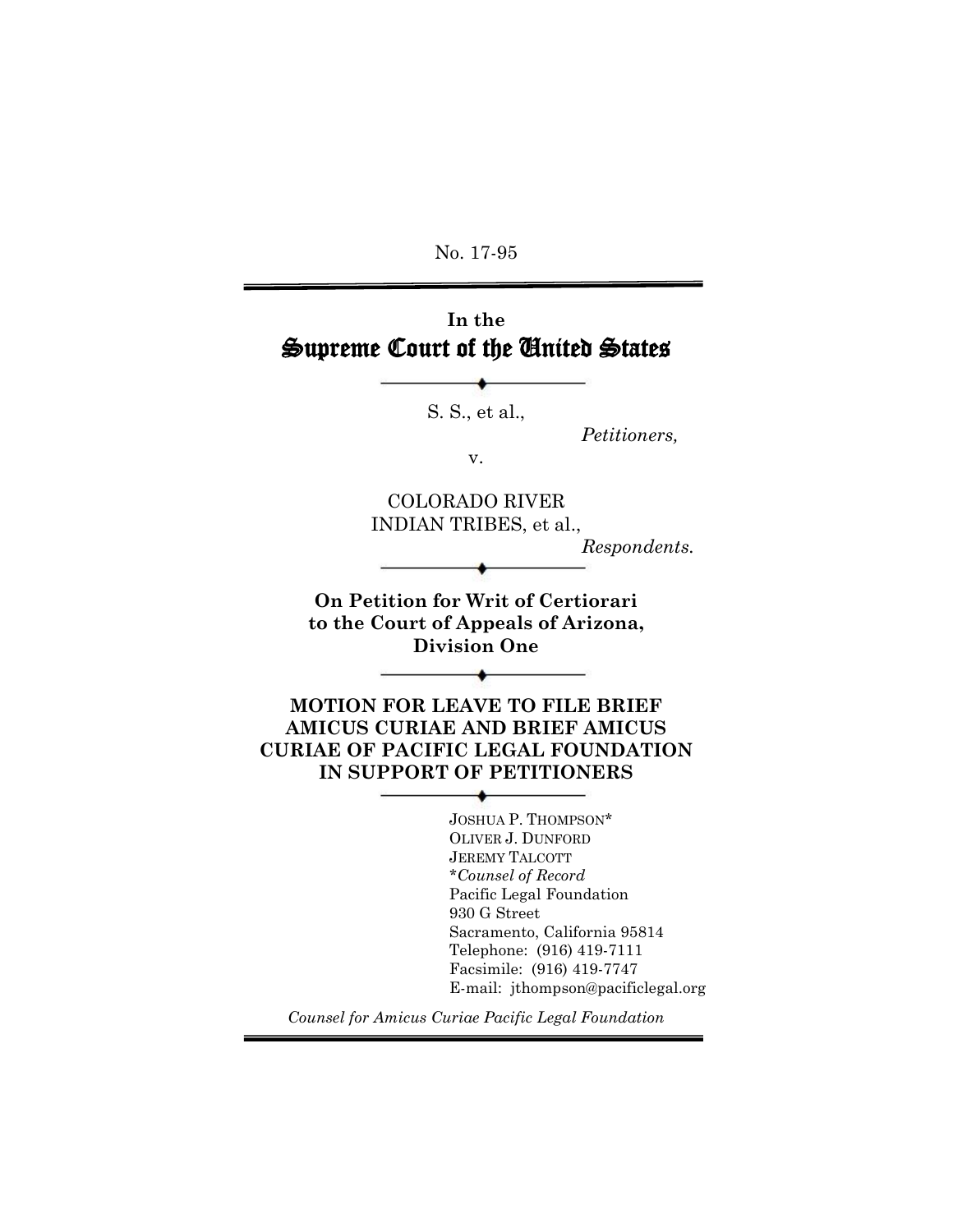No. 17-95

# In the
# Supreme Court of the United States

S. S., et al.,

*Petitioners,*

v.

COLORADO RIVER
INDIAN TRIBES, et al.,

*Respondents.*

**On Petition for Writ of Certiorari to the Court of Appeals of Arizona, Division One**

## MOTION FOR LEAVE TO FILE BRIEF AMICUS CURIAE AND BRIEF AMICUS CURIAE OF PACIFIC LEGAL FOUNDATION IN SUPPORT OF PETITIONERS

JOSHUA P. THOMPSON*
OLIVER J. DUNFORD
JEREMY TALCOTT
**Counsel of Record*
Pacific Legal Foundation
930 G Street
Sacramento, California 95814
Telephone: (916) 419-7111
Facsimile: (916) 419-7747
E-mail: jthompson@pacificlegal.org

*Counsel for Amicus Curiae Pacific Legal Foundation*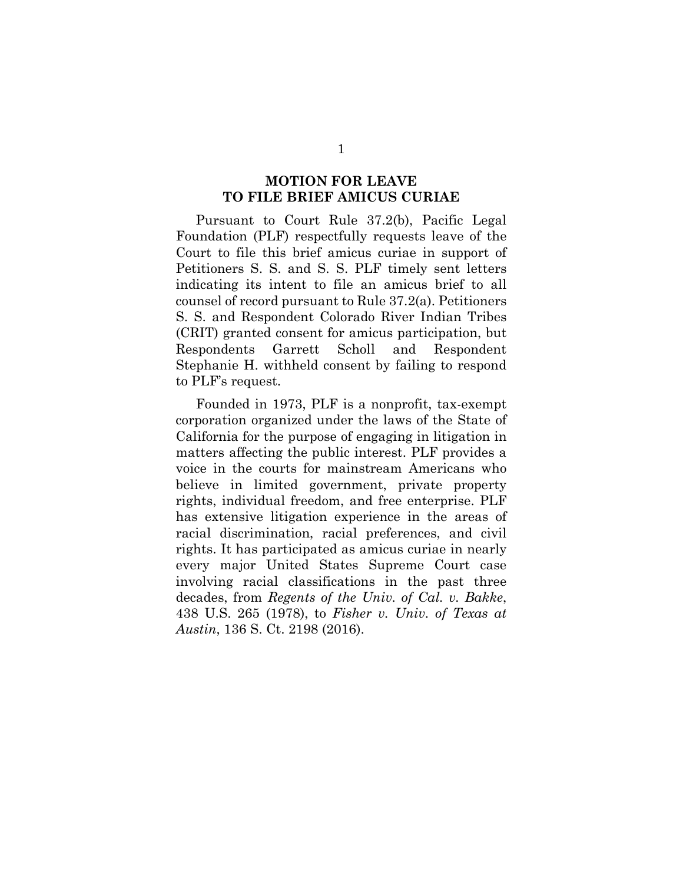## MOTION FOR LEAVE TO FILE BRIEF AMICUS CURIAE

Pursuant to Court Rule 37.2(b), Pacific Legal Foundation (PLF) respectfully requests leave of the Court to file this brief amicus curiae in support of Petitioners S. S. and S. S. PLF timely sent letters indicating its intent to file an amicus brief to all counsel of record pursuant to Rule 37.2(a). Petitioners S. S. and Respondent Colorado River Indian Tribes (CRIT) granted consent for amicus participation, but Respondents Garrett Scholl and Respondent Stephanie H. withheld consent by failing to respond to PLF's request.

Founded in 1973, PLF is a nonprofit, tax-exempt corporation organized under the laws of the State of California for the purpose of engaging in litigation in matters affecting the public interest. PLF provides a voice in the courts for mainstream Americans who believe in limited government, private property rights, individual freedom, and free enterprise. PLF has extensive litigation experience in the areas of racial discrimination, racial preferences, and civil rights. It has participated as amicus curiae in nearly every major United States Supreme Court case involving racial classifications in the past three decades, from *Regents of the Univ. of Cal. v. Bakke*, 438 U.S. 265 (1978), to *Fisher v. Univ. of Texas at Austin*, 136 S. Ct. 2198 (2016).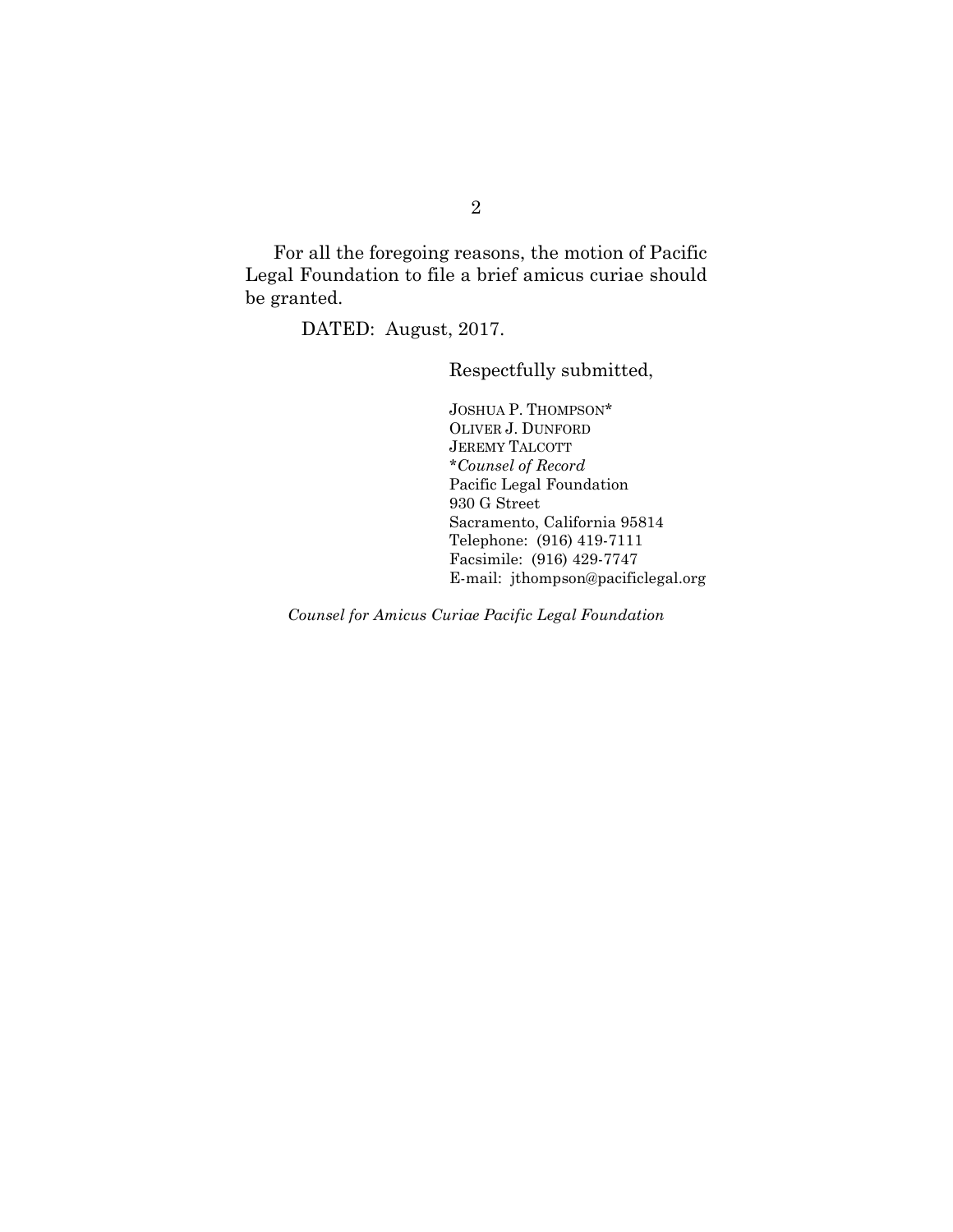For all the foregoing reasons, the motion of Pacific Legal Foundation to file a brief amicus curiae should be granted.

DATED: August, 2017.

Respectfully submitted,

JOSHUA P. THOMPSON*
OLIVER J. DUNFORD
JEREMY TALCOTT
**Counsel of Record*
Pacific Legal Foundation
930 G Street
Sacramento, California 95814
Telephone: (916) 419-7111
Facsimile: (916) 429-7747
E-mail: jthompson@pacificlegal.org

*Counsel for Amicus Curiae Pacific Legal Foundation*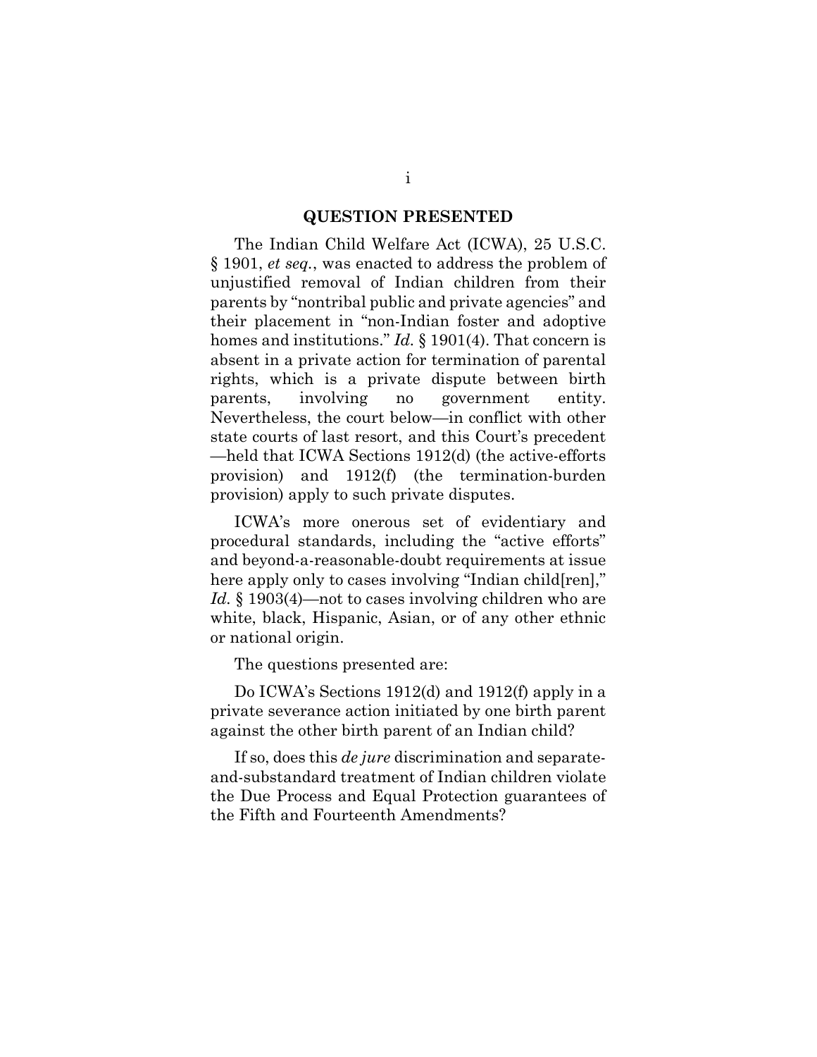## QUESTION PRESENTED

The Indian Child Welfare Act (ICWA), 25 U.S.C. § 1901, *et seq.*, was enacted to address the problem of unjustified removal of Indian children from their parents by "nontribal public and private agencies" and their placement in "non-Indian foster and adoptive homes and institutions." *Id.* § 1901(4). That concern is absent in a private action for termination of parental rights, which is a private dispute between birth parents, involving no government entity. Nevertheless, the court below—in conflict with other state courts of last resort, and this Court's precedent—held that ICWA Sections 1912(d) (the active-efforts provision) and 1912(f) (the termination-burden provision) apply to such private disputes.

ICWA's more onerous set of evidentiary and procedural standards, including the "active efforts" and beyond-a-reasonable-doubt requirements at issue here apply only to cases involving "Indian child[ren]," *Id.* § 1903(4)—not to cases involving children who are white, black, Hispanic, Asian, or of any other ethnic or national origin.

The questions presented are:

Do ICWA's Sections 1912(d) and 1912(f) apply in a private severance action initiated by one birth parent against the other birth parent of an Indian child?

If so, does this *de jure* discrimination and separate-and-substandard treatment of Indian children violate the Due Process and Equal Protection guarantees of the Fifth and Fourteenth Amendments?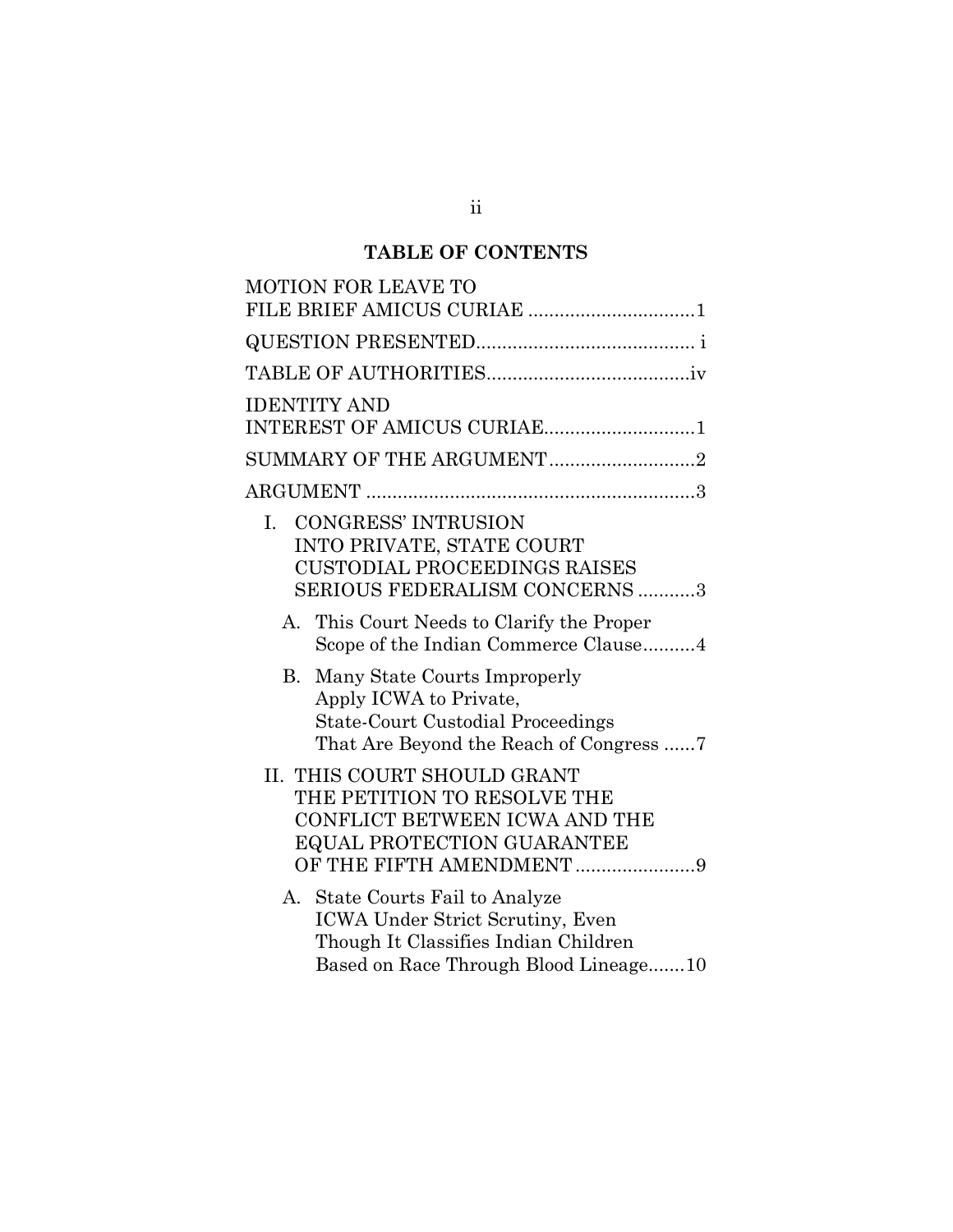## TABLE OF CONTENTS

MOTION FOR LEAVE TO FILE BRIEF AMICUS CURIAE ................................1

QUESTION PRESENTED.......................................... i

TABLE OF AUTHORITIES.......................................iv

IDENTITY AND INTEREST OF AMICUS CURIAE.............................1

SUMMARY OF THE ARGUMENT............................2

ARGUMENT ...............................................................3

- I. CONGRESS' INTRUSION INTO PRIVATE, STATE COURT CUSTODIAL PROCEEDINGS RAISES SERIOUS FEDERALISM CONCERNS ...........3
  - A. This Court Needs to Clarify the Proper Scope of the Indian Commerce Clause..........4
  - B. Many State Courts Improperly Apply ICWA to Private, State-Court Custodial Proceedings That Are Beyond the Reach of Congress ......7
- II. THIS COURT SHOULD GRANT THE PETITION TO RESOLVE THE CONFLICT BETWEEN ICWA AND THE EQUAL PROTECTION GUARANTEE OF THE FIFTH AMENDMENT .......................9
  - A. State Courts Fail to Analyze ICWA Under Strict Scrutiny, Even Though It Classifies Indian Children Based on Race Through Blood Lineage.......10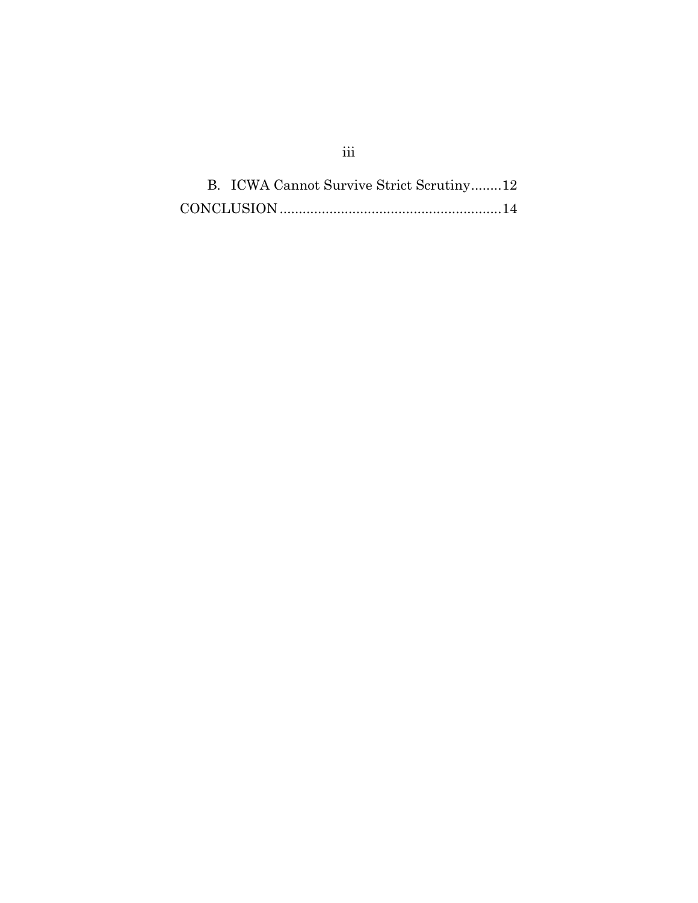B. ICWA Cannot Survive Strict Scrutiny........12

CONCLUSION..........................................................14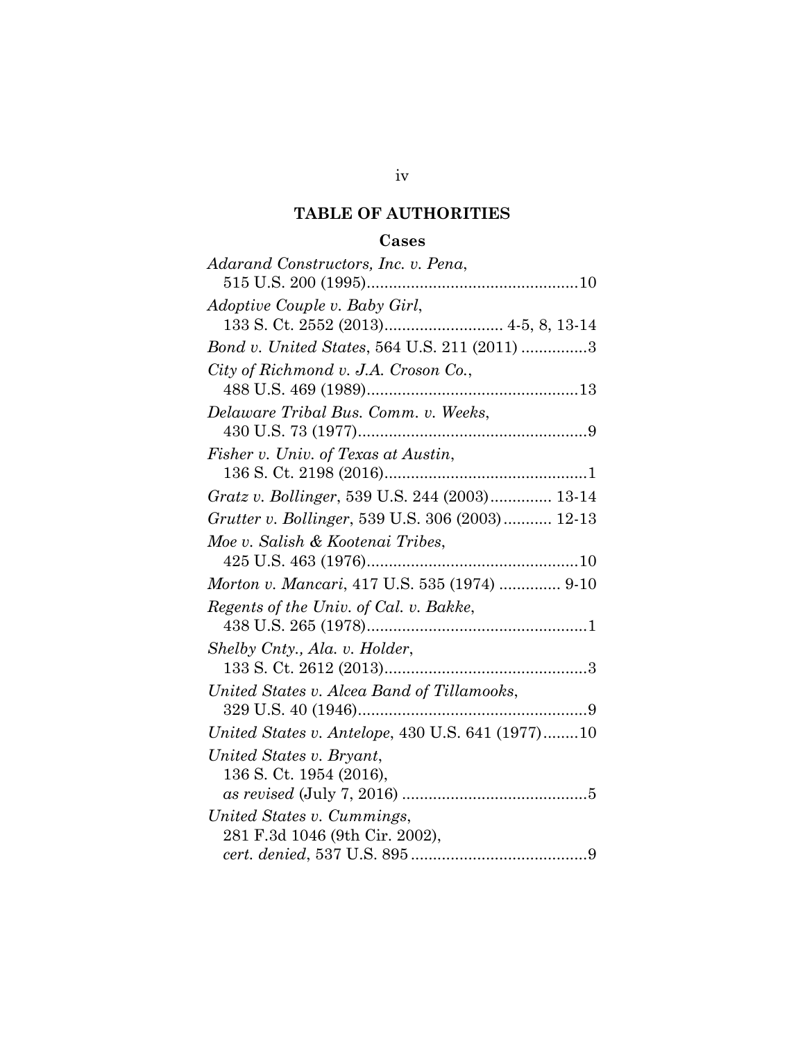# TABLE OF AUTHORITIES

## Cases

*Adarand Constructors, Inc. v. Pena*,
515 U.S. 200 (1995)................................................10

*Adoptive Couple v. Baby Girl*,
133 S. Ct. 2552 (2013)........................... 4-5, 8, 13-14

*Bond v. United States*, 564 U.S. 211 (2011) ...............3

*City of Richmond v. J.A. Croson Co.*,
488 U.S. 469 (1989)................................................13

*Delaware Tribal Bus. Comm. v. Weeks*,
430 U.S. 73 (1977)....................................................9

*Fisher v. Univ. of Texas at Austin*,
136 S. Ct. 2198 (2016)..............................................1

*Gratz v. Bollinger*, 539 U.S. 244 (2003).............. 13-14

*Grutter v. Bollinger*, 539 U.S. 306 (2003)........... 12-13

*Moe v. Salish & Kootenai Tribes*,
425 U.S. 463 (1976)................................................10

*Morton v. Mancari*, 417 U.S. 535 (1974) .............. 9-10

*Regents of the Univ. of Cal. v. Bakke*,
438 U.S. 265 (1978)..................................................1

*Shelby Cnty., Ala. v. Holder*,
133 S. Ct. 2612 (2013)..............................................3

*United States v. Alcea Band of Tillamooks*,
329 U.S. 40 (1946)....................................................9

*United States v. Antelope*, 430 U.S. 641 (1977)........10

*United States v. Bryant*,
136 S. Ct. 1954 (2016),
*as revised* (July 7, 2016) ..........................................5

*United States v. Cummings*,
281 F.3d 1046 (9th Cir. 2002),
*cert. denied*, 537 U.S. 895 ........................................9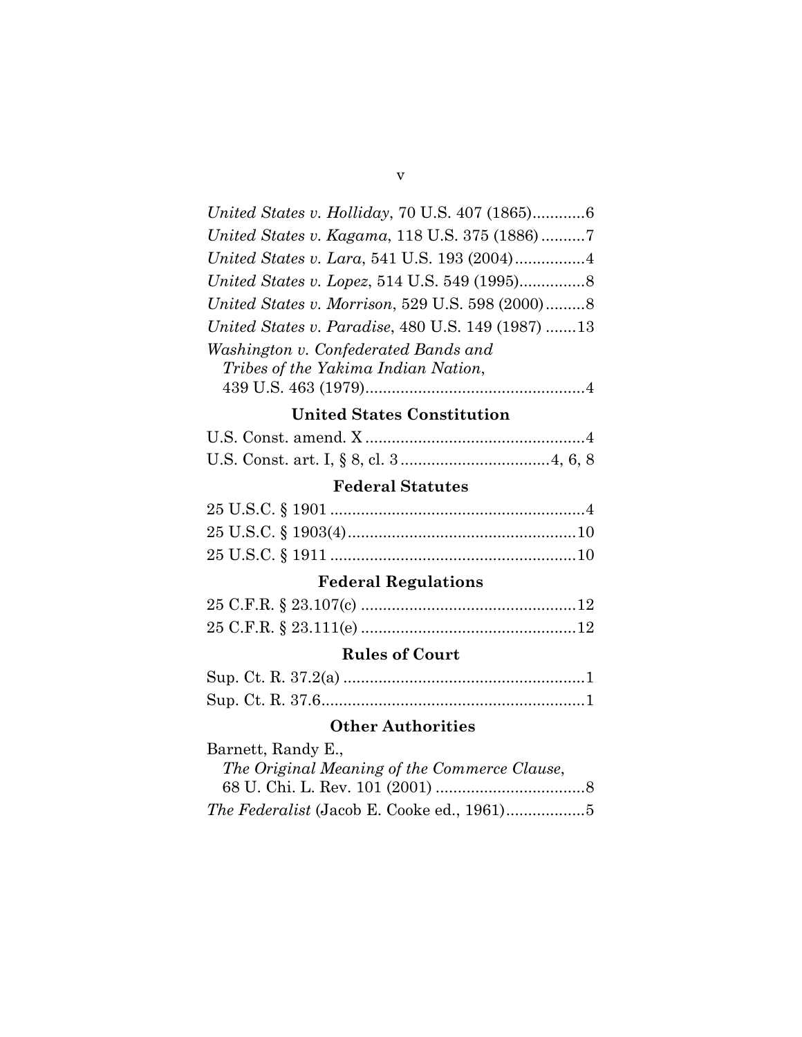*United States v. Holliday*, 70 U.S. 407 (1865)............6

*United States v. Kagama*, 118 U.S. 375 (1886)..........7

*United States v. Lara*, 541 U.S. 193 (2004)................4

*United States v. Lopez*, 514 U.S. 549 (1995)...............8

*United States v. Morrison*, 529 U.S. 598 (2000).........8

*United States v. Paradise*, 480 U.S. 149 (1987) .......13

*Washington v. Confederated Bands and Tribes of the Yakima Indian Nation*, 439 U.S. 463 (1979).................................................4

### United States Constitution

U.S. Const. amend. X..................................................4

U.S. Const. art. I, § 8, cl. 3..................................4, 6, 8

### Federal Statutes

25 U.S.C. § 1901..........................................................4

25 U.S.C. § 1903(4)....................................................10

25 U.S.C. § 1911........................................................10

### Federal Regulations

25 C.F.R. § 23.107(c).................................................12

25 C.F.R. § 23.111(e).................................................12

### Rules of Court

Sup. Ct. R. 37.2(a).......................................................1

Sup. Ct. R. 37.6............................................................1

### Other Authorities

Barnett, Randy E., *The Original Meaning of the Commerce Clause*, 68 U. Chi. L. Rev. 101 (2001)..................................8

*The Federalist* (Jacob E. Cooke ed., 1961)..................5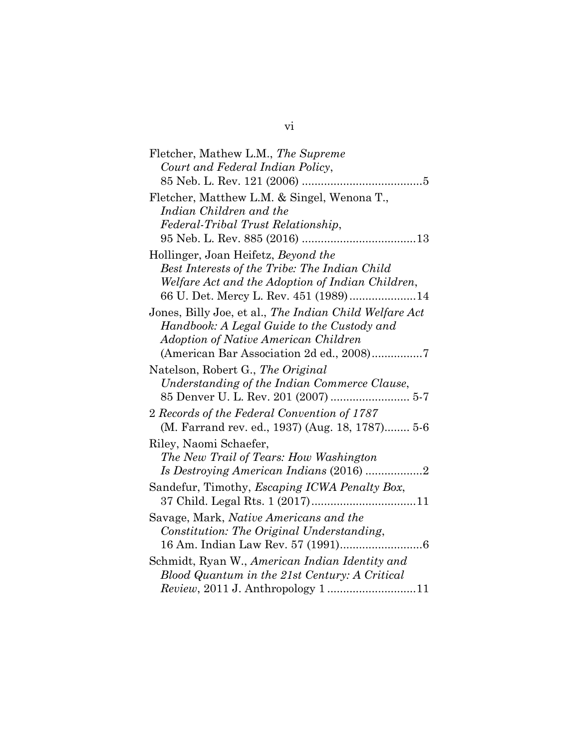Fletcher, Mathew L.M., *The Supreme Court and Federal Indian Policy*, 85 Neb. L. Rev. 121 (2006) ......................................5

Fletcher, Matthew L.M. & Singel, Wenona T., *Indian Children and the Federal-Tribal Trust Relationship*, 95 Neb. L. Rev. 885 (2016) ....................................13

Hollinger, Joan Heifetz, *Beyond the Best Interests of the Tribe: The Indian Child Welfare Act and the Adoption of Indian Children*, 66 U. Det. Mercy L. Rev. 451 (1989) .....................14

Jones, Billy Joe, et al., *The Indian Child Welfare Act Handbook: A Legal Guide to the Custody and Adoption of Native American Children* (American Bar Association 2d ed., 2008)................7

Natelson, Robert G., *The Original Understanding of the Indian Commerce Clause*, 85 Denver U. L. Rev. 201 (2007) ......................... 5-7

2 *Records of the Federal Convention of 1787* (M. Farrand rev. ed., 1937) (Aug. 18, 1787)........ 5-6

Riley, Naomi Schaefer, *The New Trail of Tears: How Washington Is Destroying American Indians* (2016) ..................2

Sandefur, Timothy, *Escaping ICWA Penalty Box*, 37 Child. Legal Rts. 1 (2017).................................11

Savage, Mark, *Native Americans and the Constitution: The Original Understanding*, 16 Am. Indian Law Rev. 57 (1991)..........................6

Schmidt, Ryan W., *American Indian Identity and Blood Quantum in the 21st Century: A Critical Review*, 2011 J. Anthropology 1 ............................11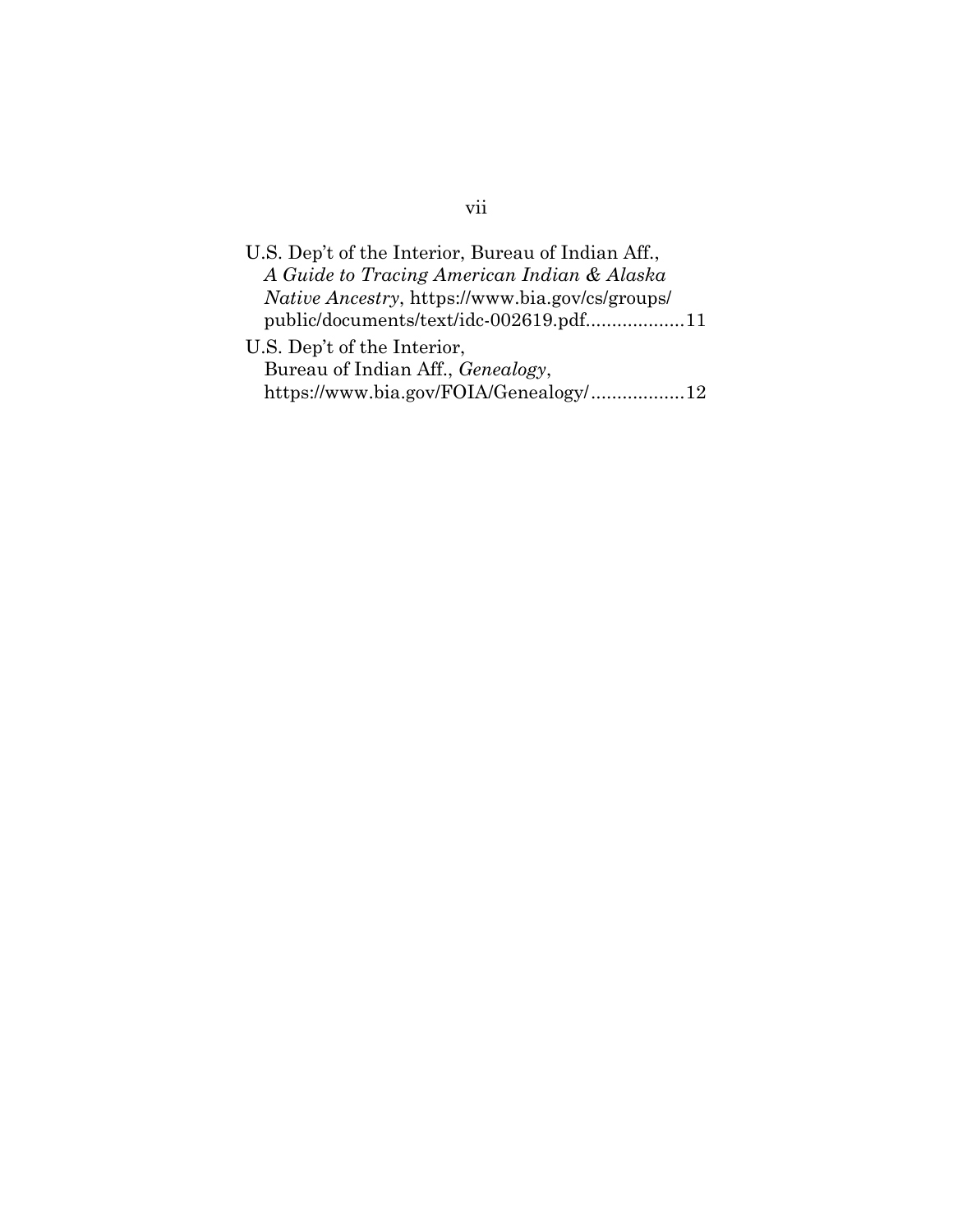U.S. Dep't of the Interior, Bureau of Indian Aff., *A Guide to Tracing American Indian & Alaska Native Ancestry*, https://www.bia.gov/cs/groups/public/documents/text/idc-002619.pdf...................11

U.S. Dep't of the Interior, Bureau of Indian Aff., *Genealogy*, https://www.bia.gov/FOIA/Genealogy/..................12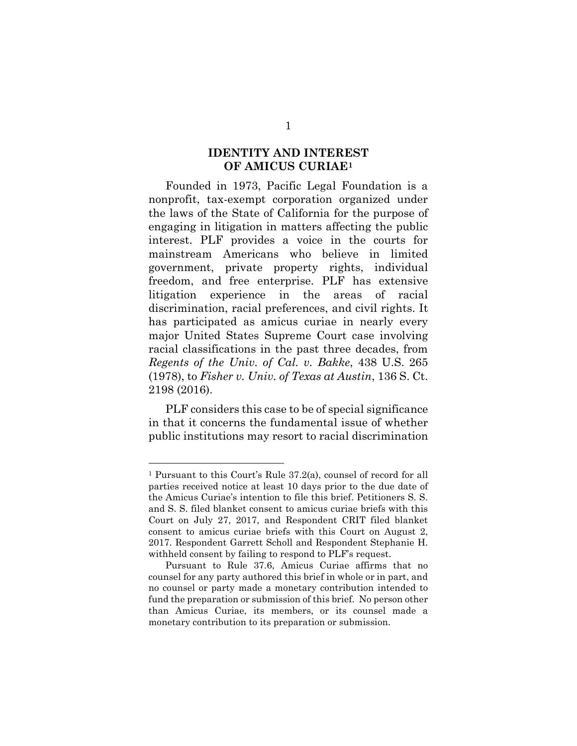## IDENTITY AND INTEREST OF AMICUS CURIAE[1]

Founded in 1973, Pacific Legal Foundation is a nonprofit, tax-exempt corporation organized under the laws of the State of California for the purpose of engaging in litigation in matters affecting the public interest. PLF provides a voice in the courts for mainstream Americans who believe in limited government, private property rights, individual freedom, and free enterprise. PLF has extensive litigation experience in the areas of racial discrimination, racial preferences, and civil rights. It has participated as amicus curiae in nearly every major United States Supreme Court case involving racial classifications in the past three decades, from *Regents of the Univ. of Cal. v. Bakke*, 438 U.S. 265 (1978), to *Fisher v. Univ. of Texas at Austin*, 136 S. Ct. 2198 (2016).

PLF considers this case to be of special significance in that it concerns the fundamental issue of whether public institutions may resort to racial discrimination

---

[1] Pursuant to this Court's Rule 37.2(a), counsel of record for all parties received notice at least 10 days prior to the due date of the Amicus Curiae's intention to file this brief. Petitioners S. S. and S. S. filed blanket consent to amicus curiae briefs with this Court on July 27, 2017, and Respondent CRIT filed blanket consent to amicus curiae briefs with this Court on August 2, 2017. Respondent Garrett Scholl and Respondent Stephanie H. withheld consent by failing to respond to PLF's request.

Pursuant to Rule 37.6, Amicus Curiae affirms that no counsel for any party authored this brief in whole or in part, and no counsel or party made a monetary contribution intended to fund the preparation or submission of this brief. No person other than Amicus Curiae, its members, or its counsel made a monetary contribution to its preparation or submission.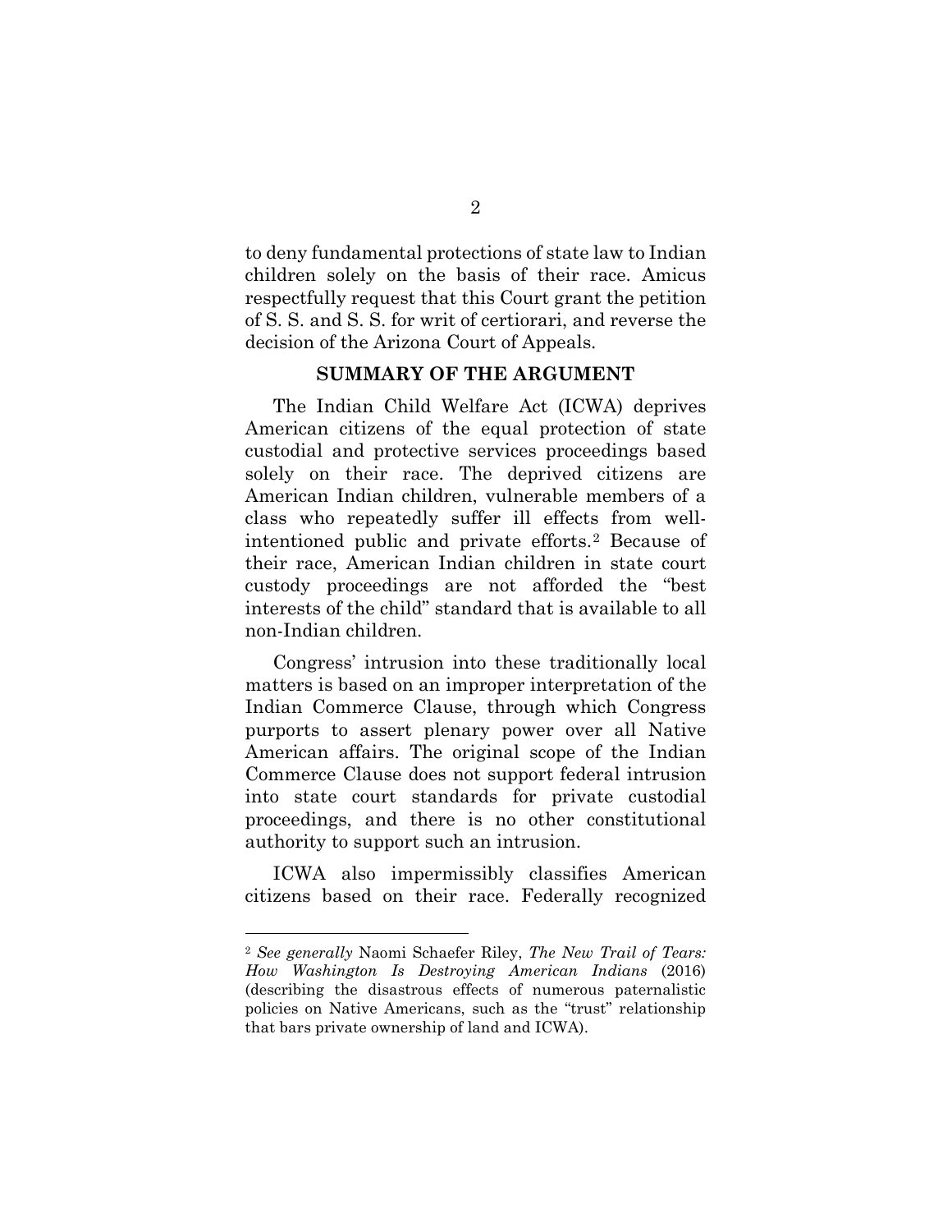to deny fundamental protections of state law to Indian children solely on the basis of their race. Amicus respectfully request that this Court grant the petition of S. S. and S. S. for writ of certiorari, and reverse the decision of the Arizona Court of Appeals.

## SUMMARY OF THE ARGUMENT

The Indian Child Welfare Act (ICWA) deprives American citizens of the equal protection of state custodial and protective services proceedings based solely on their race. The deprived citizens are American Indian children, vulnerable members of a class who repeatedly suffer ill effects from well-intentioned public and private efforts.[2] Because of their race, American Indian children in state court custody proceedings are not afforded the "best interests of the child" standard that is available to all non-Indian children.

Congress' intrusion into these traditionally local matters is based on an improper interpretation of the Indian Commerce Clause, through which Congress purports to assert plenary power over all Native American affairs. The original scope of the Indian Commerce Clause does not support federal intrusion into state court standards for private custodial proceedings, and there is no other constitutional authority to support such an intrusion.

ICWA also impermissibly classifies American citizens based on their race. Federally recognized

---

[2] *See generally* Naomi Schaefer Riley, *The New Trail of Tears: How Washington Is Destroying American Indians* (2016) (describing the disastrous effects of numerous paternalistic policies on Native Americans, such as the "trust" relationship that bars private ownership of land and ICWA).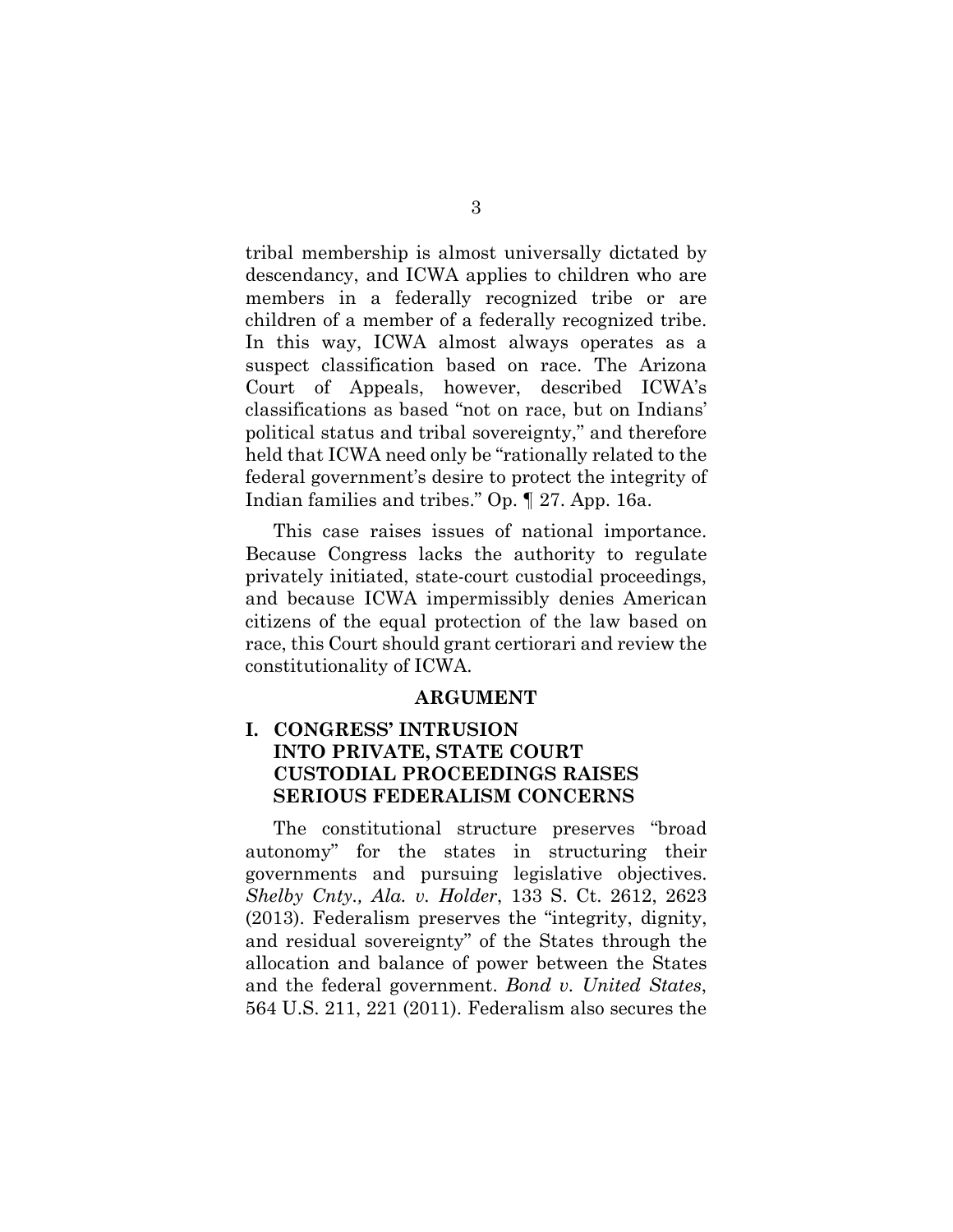tribal membership is almost universally dictated by descendancy, and ICWA applies to children who are members in a federally recognized tribe or are children of a member of a federally recognized tribe. In this way, ICWA almost always operates as a suspect classification based on race. The Arizona Court of Appeals, however, described ICWA's classifications as based "not on race, but on Indians' political status and tribal sovereignty," and therefore held that ICWA need only be "rationally related to the federal government's desire to protect the integrity of Indian families and tribes." Op. ¶ 27. App. 16a.

This case raises issues of national importance. Because Congress lacks the authority to regulate privately initiated, state-court custodial proceedings, and because ICWA impermissibly denies American citizens of the equal protection of the law based on race, this Court should grant certiorari and review the constitutionality of ICWA.

## ARGUMENT

### I. CONGRESS' INTRUSION INTO PRIVATE, STATE COURT CUSTODIAL PROCEEDINGS RAISES SERIOUS FEDERALISM CONCERNS

The constitutional structure preserves "broad autonomy" for the states in structuring their governments and pursuing legislative objectives. *Shelby Cnty., Ala. v. Holder*, 133 S. Ct. 2612, 2623 (2013). Federalism preserves the "integrity, dignity, and residual sovereignty" of the States through the allocation and balance of power between the States and the federal government. *Bond v. United States*, 564 U.S. 211, 221 (2011). Federalism also secures the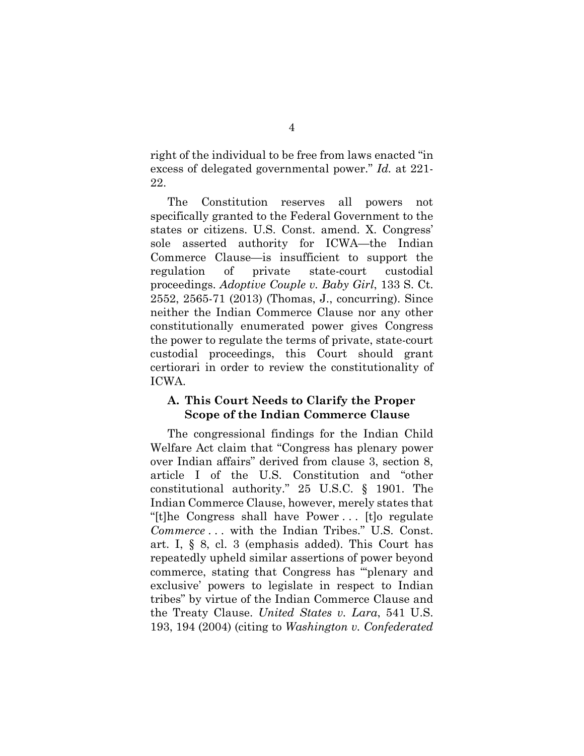right of the individual to be free from laws enacted "in excess of delegated governmental power." *Id.* at 221-22.

The Constitution reserves all powers not specifically granted to the Federal Government to the states or citizens. U.S. Const. amend. X. Congress' sole asserted authority for ICWA—the Indian Commerce Clause—is insufficient to support the regulation of private state-court custodial proceedings. *Adoptive Couple v. Baby Girl*, 133 S. Ct. 2552, 2565-71 (2013) (Thomas, J., concurring). Since neither the Indian Commerce Clause nor any other constitutionally enumerated power gives Congress the power to regulate the terms of private, state-court custodial proceedings, this Court should grant certiorari in order to review the constitutionality of ICWA.

### A. This Court Needs to Clarify the Proper Scope of the Indian Commerce Clause

The congressional findings for the Indian Child Welfare Act claim that "Congress has plenary power over Indian affairs" derived from clause 3, section 8, article I of the U.S. Constitution and "other constitutional authority." 25 U.S.C. § 1901. The Indian Commerce Clause, however, merely states that "[t]he Congress shall have Power . . . [t]o regulate *Commerce* . . . with the Indian Tribes." U.S. Const. art. I, § 8, cl. 3 (emphasis added). This Court has repeatedly upheld similar assertions of power beyond commerce, stating that Congress has "'plenary and exclusive' powers to legislate in respect to Indian tribes" by virtue of the Indian Commerce Clause and the Treaty Clause. *United States v. Lara*, 541 U.S. 193, 194 (2004) (citing to *Washington v. Confederated*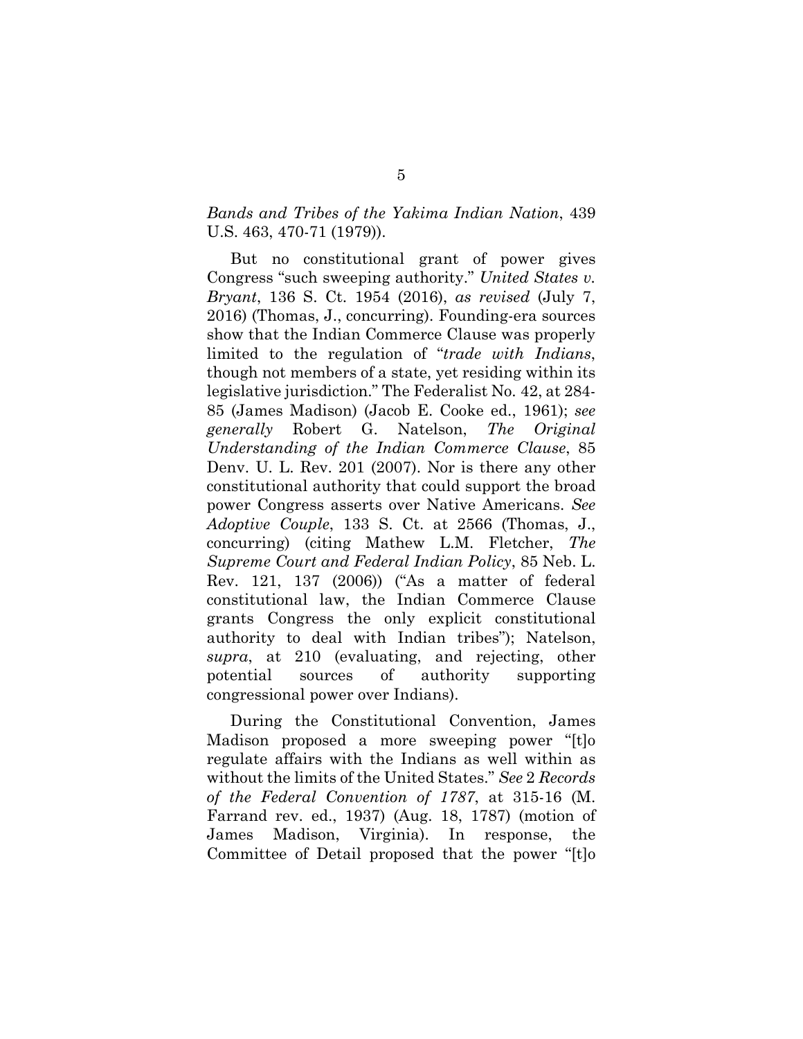*Bands and Tribes of the Yakima Indian Nation*, 439 U.S. 463, 470-71 (1979)).

But no constitutional grant of power gives Congress "such sweeping authority." *United States v. Bryant*, 136 S. Ct. 1954 (2016), *as revised* (July 7, 2016) (Thomas, J., concurring). Founding-era sources show that the Indian Commerce Clause was properly limited to the regulation of "*trade with Indians*, though not members of a state, yet residing within its legislative jurisdiction." The Federalist No. 42, at 284-85 (James Madison) (Jacob E. Cooke ed., 1961); *see generally* Robert G. Natelson, *The Original Understanding of the Indian Commerce Clause*, 85 Denv. U. L. Rev. 201 (2007). Nor is there any other constitutional authority that could support the broad power Congress asserts over Native Americans. *See Adoptive Couple*, 133 S. Ct. at 2566 (Thomas, J., concurring) (citing Mathew L.M. Fletcher, *The Supreme Court and Federal Indian Policy*, 85 Neb. L. Rev. 121, 137 (2006)) ("As a matter of federal constitutional law, the Indian Commerce Clause grants Congress the only explicit constitutional authority to deal with Indian tribes"); Natelson, *supra*, at 210 (evaluating, and rejecting, other potential sources of authority supporting congressional power over Indians).

During the Constitutional Convention, James Madison proposed a more sweeping power "[t]o regulate affairs with the Indians as well within as without the limits of the United States." *See* 2 *Records of the Federal Convention of 1787*, at 315-16 (M. Farrand rev. ed., 1937) (Aug. 18, 1787) (motion of James Madison, Virginia). In response, the Committee of Detail proposed that the power "[t]o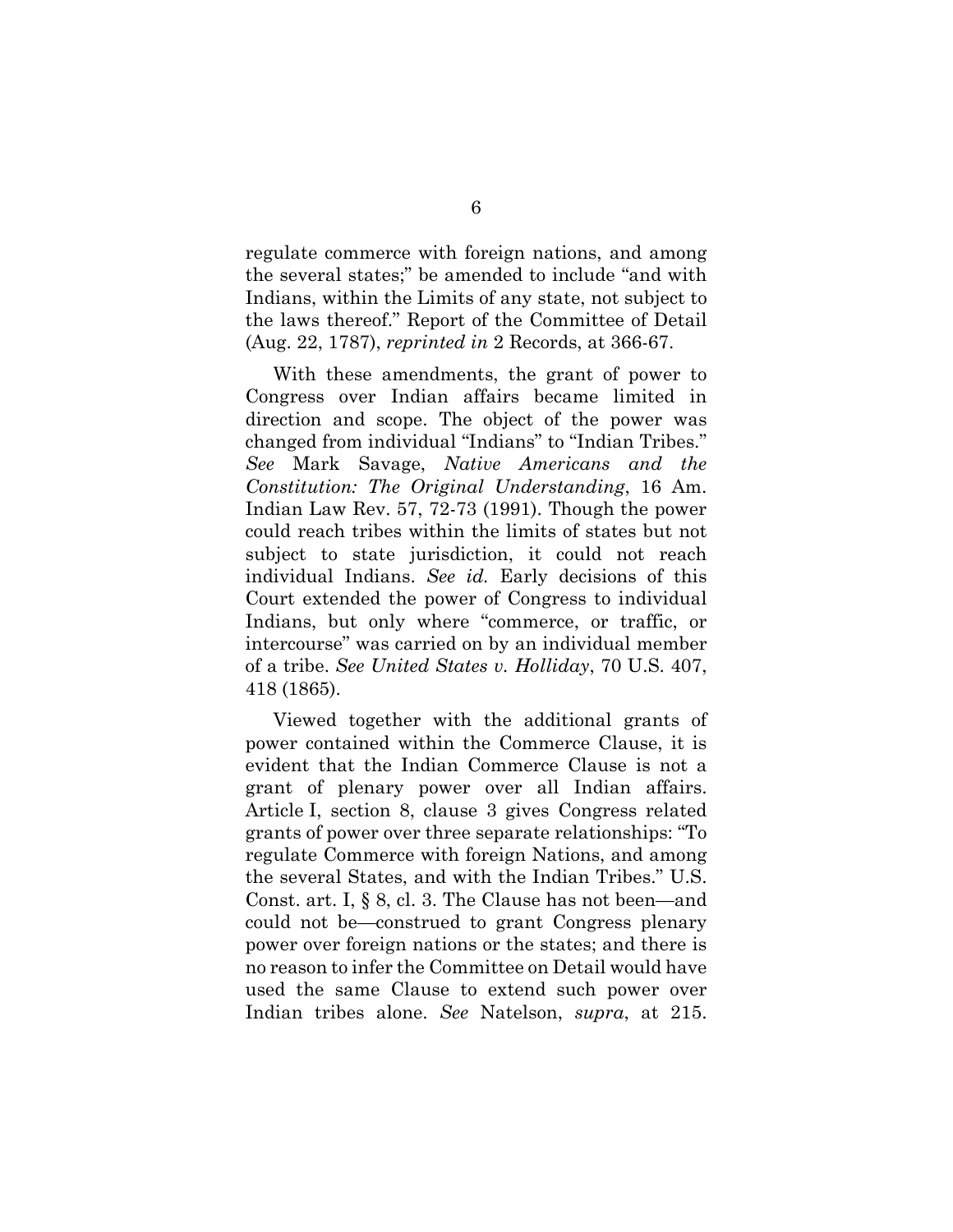regulate commerce with foreign nations, and among the several states;" be amended to include "and with Indians, within the Limits of any state, not subject to the laws thereof." Report of the Committee of Detail (Aug. 22, 1787), *reprinted in* 2 Records, at 366-67.

With these amendments, the grant of power to Congress over Indian affairs became limited in direction and scope. The object of the power was changed from individual "Indians" to "Indian Tribes." *See* Mark Savage, *Native Americans and the Constitution: The Original Understanding*, 16 Am. Indian Law Rev. 57, 72-73 (1991). Though the power could reach tribes within the limits of states but not subject to state jurisdiction, it could not reach individual Indians. *See id.* Early decisions of this Court extended the power of Congress to individual Indians, but only where "commerce, or traffic, or intercourse" was carried on by an individual member of a tribe. *See United States v. Holliday*, 70 U.S. 407, 418 (1865).

Viewed together with the additional grants of power contained within the Commerce Clause, it is evident that the Indian Commerce Clause is not a grant of plenary power over all Indian affairs. Article I, section 8, clause 3 gives Congress related grants of power over three separate relationships: "To regulate Commerce with foreign Nations, and among the several States, and with the Indian Tribes." U.S. Const. art. I, § 8, cl. 3. The Clause has not been—and could not be—construed to grant Congress plenary power over foreign nations or the states; and there is no reason to infer the Committee on Detail would have used the same Clause to extend such power over Indian tribes alone. *See* Natelson, *supra*, at 215.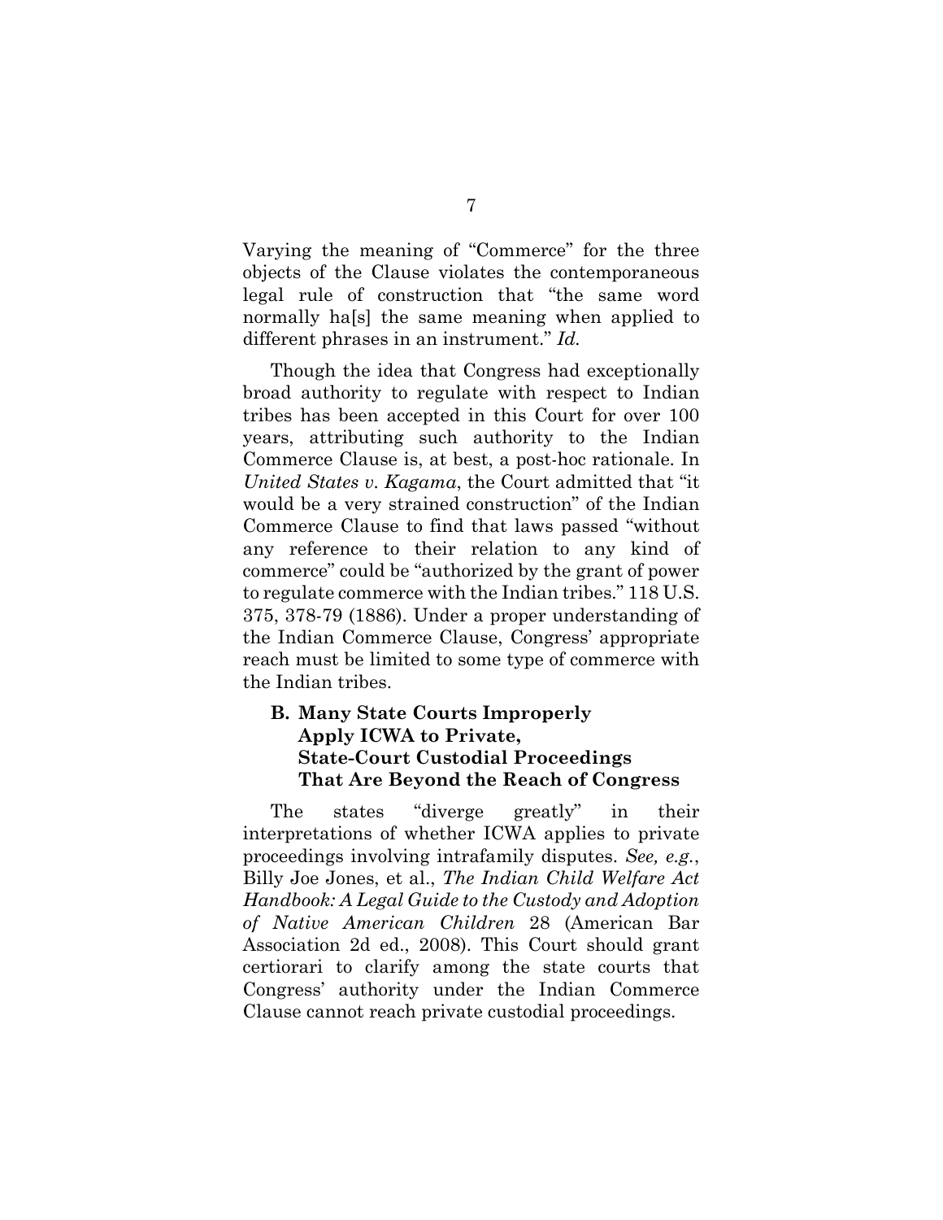Varying the meaning of "Commerce" for the three objects of the Clause violates the contemporaneous legal rule of construction that "the same word normally ha[s] the same meaning when applied to different phrases in an instrument." *Id.*

Though the idea that Congress had exceptionally broad authority to regulate with respect to Indian tribes has been accepted in this Court for over 100 years, attributing such authority to the Indian Commerce Clause is, at best, a post-hoc rationale. In *United States v. Kagama*, the Court admitted that "it would be a very strained construction" of the Indian Commerce Clause to find that laws passed "without any reference to their relation to any kind of commerce" could be "authorized by the grant of power to regulate commerce with the Indian tribes." 118 U.S. 375, 378-79 (1886). Under a proper understanding of the Indian Commerce Clause, Congress' appropriate reach must be limited to some type of commerce with the Indian tribes.

### B. Many State Courts Improperly Apply ICWA to Private, State-Court Custodial Proceedings That Are Beyond the Reach of Congress

The states "diverge greatly" in their interpretations of whether ICWA applies to private proceedings involving intrafamily disputes. *See, e.g.*, Billy Joe Jones, et al., *The Indian Child Welfare Act Handbook: A Legal Guide to the Custody and Adoption of Native American Children* 28 (American Bar Association 2d ed., 2008). This Court should grant certiorari to clarify among the state courts that Congress' authority under the Indian Commerce Clause cannot reach private custodial proceedings.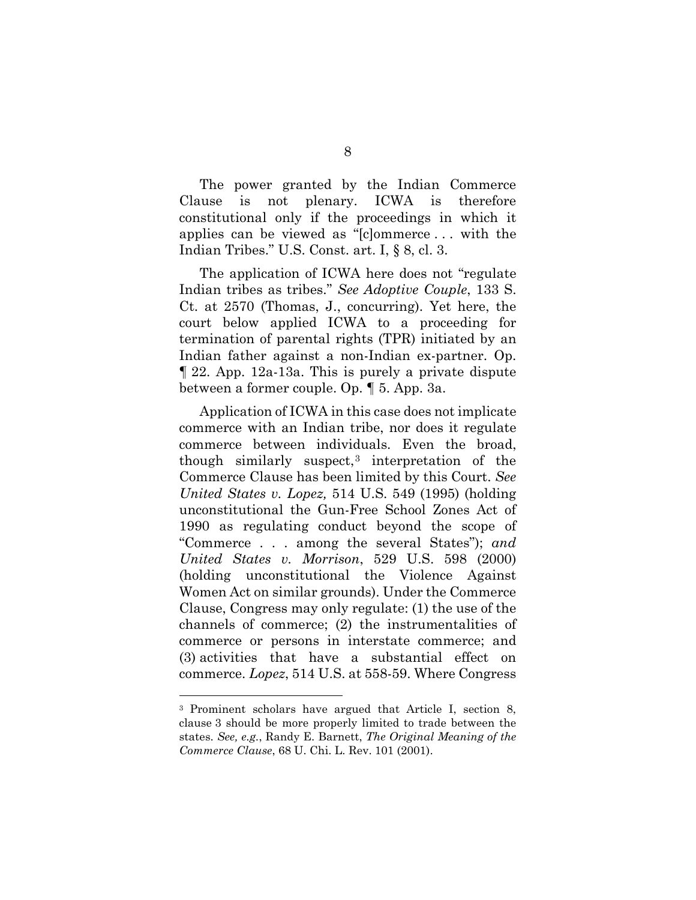The power granted by the Indian Commerce Clause is not plenary. ICWA is therefore constitutional only if the proceedings in which it applies can be viewed as "[c]ommerce . . . with the Indian Tribes." U.S. Const. art. I, § 8, cl. 3.

The application of ICWA here does not "regulate Indian tribes as tribes." *See Adoptive Couple*, 133 S. Ct. at 2570 (Thomas, J., concurring). Yet here, the court below applied ICWA to a proceeding for termination of parental rights (TPR) initiated by an Indian father against a non-Indian ex-partner. Op. ¶ 22. App. 12a-13a. This is purely a private dispute between a former couple. Op. ¶ 5. App. 3a.

Application of ICWA in this case does not implicate commerce with an Indian tribe, nor does it regulate commerce between individuals. Even the broad, though similarly suspect,[3] interpretation of the Commerce Clause has been limited by this Court. *See United States v. Lopez,* 514 U.S. 549 (1995) (holding unconstitutional the Gun-Free School Zones Act of 1990 as regulating conduct beyond the scope of "Commerce . . . among the several States"); *and United States v. Morrison*, 529 U.S. 598 (2000) (holding unconstitutional the Violence Against Women Act on similar grounds). Under the Commerce Clause, Congress may only regulate: (1) the use of the channels of commerce; (2) the instrumentalities of commerce or persons in interstate commerce; and (3) activities that have a substantial effect on commerce. *Lopez*, 514 U.S. at 558-59. Where Congress

---

[3] Prominent scholars have argued that Article I, section 8, clause 3 should be more properly limited to trade between the states. *See, e.g.*, Randy E. Barnett, *The Original Meaning of the Commerce Clause*, 68 U. Chi. L. Rev. 101 (2001).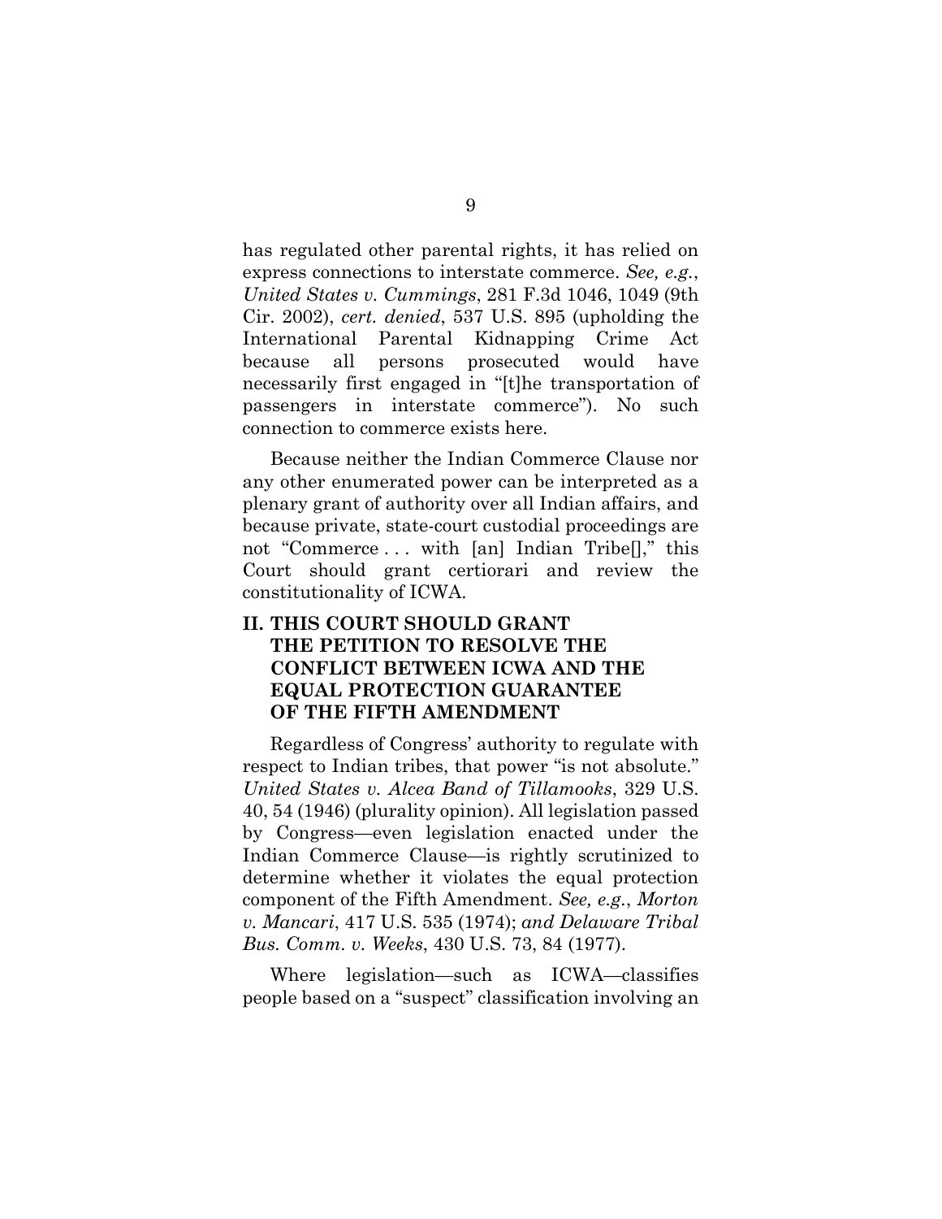has regulated other parental rights, it has relied on express connections to interstate commerce. *See, e.g.*, *United States v. Cummings*, 281 F.3d 1046, 1049 (9th Cir. 2002), *cert. denied*, 537 U.S. 895 (upholding the International Parental Kidnapping Crime Act because all persons prosecuted would have necessarily first engaged in "[t]he transportation of passengers in interstate commerce"). No such connection to commerce exists here.

Because neither the Indian Commerce Clause nor any other enumerated power can be interpreted as a plenary grant of authority over all Indian affairs, and because private, state-court custodial proceedings are not "Commerce . . . with [an] Indian Tribe[]," this Court should grant certiorari and review the constitutionality of ICWA.

## II. THIS COURT SHOULD GRANT THE PETITION TO RESOLVE THE CONFLICT BETWEEN ICWA AND THE EQUAL PROTECTION GUARANTEE OF THE FIFTH AMENDMENT

Regardless of Congress' authority to regulate with respect to Indian tribes, that power "is not absolute." *United States v. Alcea Band of Tillamooks*, 329 U.S. 40, 54 (1946) (plurality opinion). All legislation passed by Congress—even legislation enacted under the Indian Commerce Clause—is rightly scrutinized to determine whether it violates the equal protection component of the Fifth Amendment. *See, e.g.*, *Morton v. Mancari*, 417 U.S. 535 (1974); *and Delaware Tribal Bus. Comm. v. Weeks*, 430 U.S. 73, 84 (1977).

Where legislation—such as ICWA—classifies people based on a "suspect" classification involving an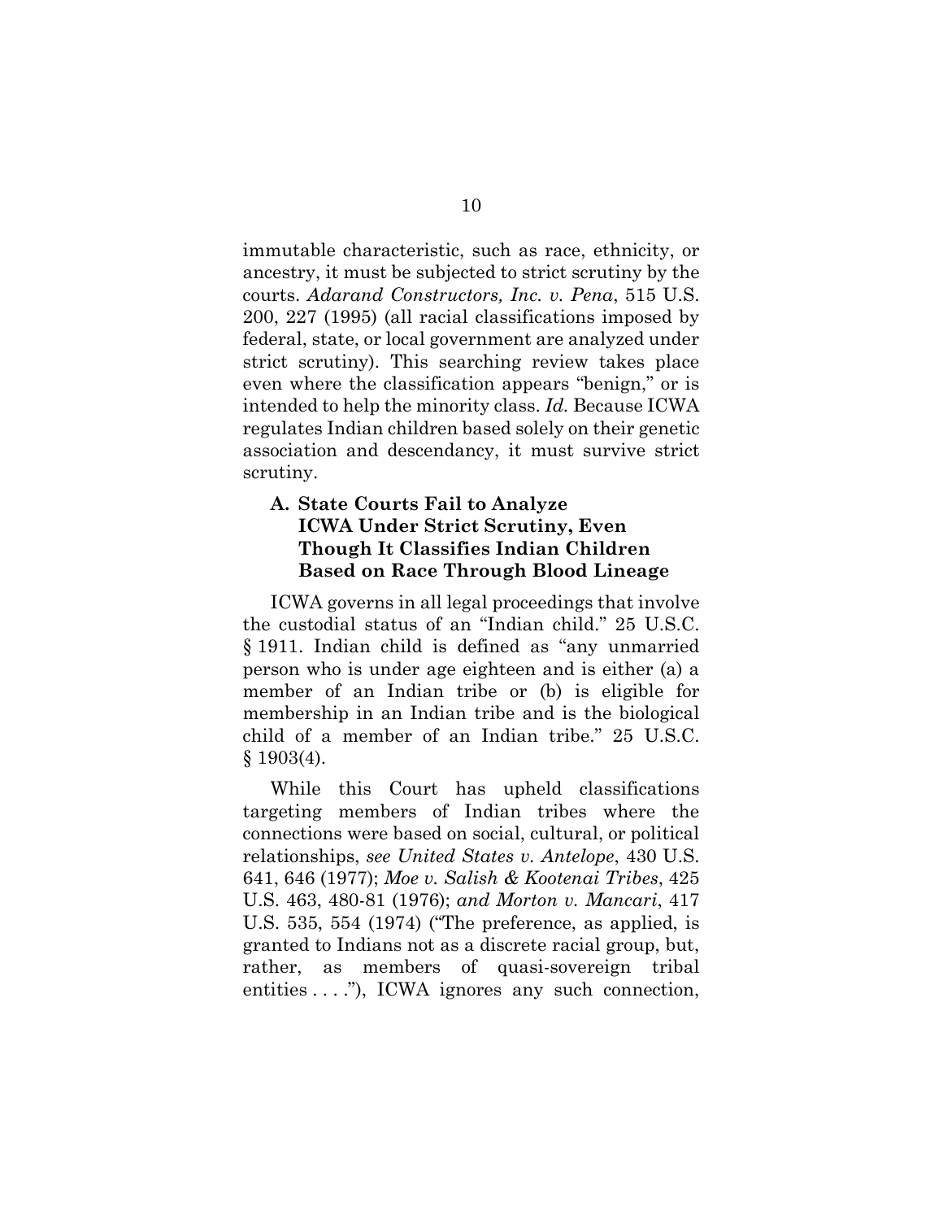immutable characteristic, such as race, ethnicity, or ancestry, it must be subjected to strict scrutiny by the courts. *Adarand Constructors, Inc. v. Pena*, 515 U.S. 200, 227 (1995) (all racial classifications imposed by federal, state, or local government are analyzed under strict scrutiny). This searching review takes place even where the classification appears "benign," or is intended to help the minority class. *Id.* Because ICWA regulates Indian children based solely on their genetic association and descendancy, it must survive strict scrutiny.

### A. State Courts Fail to Analyze ICWA Under Strict Scrutiny, Even Though It Classifies Indian Children Based on Race Through Blood Lineage

ICWA governs in all legal proceedings that involve the custodial status of an "Indian child." 25 U.S.C. § 1911. Indian child is defined as "any unmarried person who is under age eighteen and is either (a) a member of an Indian tribe or (b) is eligible for membership in an Indian tribe and is the biological child of a member of an Indian tribe." 25 U.S.C. § 1903(4).

While this Court has upheld classifications targeting members of Indian tribes where the connections were based on social, cultural, or political relationships, *see United States v. Antelope*, 430 U.S. 641, 646 (1977); *Moe v. Salish & Kootenai Tribes*, 425 U.S. 463, 480-81 (1976); *and Morton v. Mancari*, 417 U.S. 535, 554 (1974) ("The preference, as applied, is granted to Indians not as a discrete racial group, but, rather, as members of quasi-sovereign tribal entities . . . ."), ICWA ignores any such connection,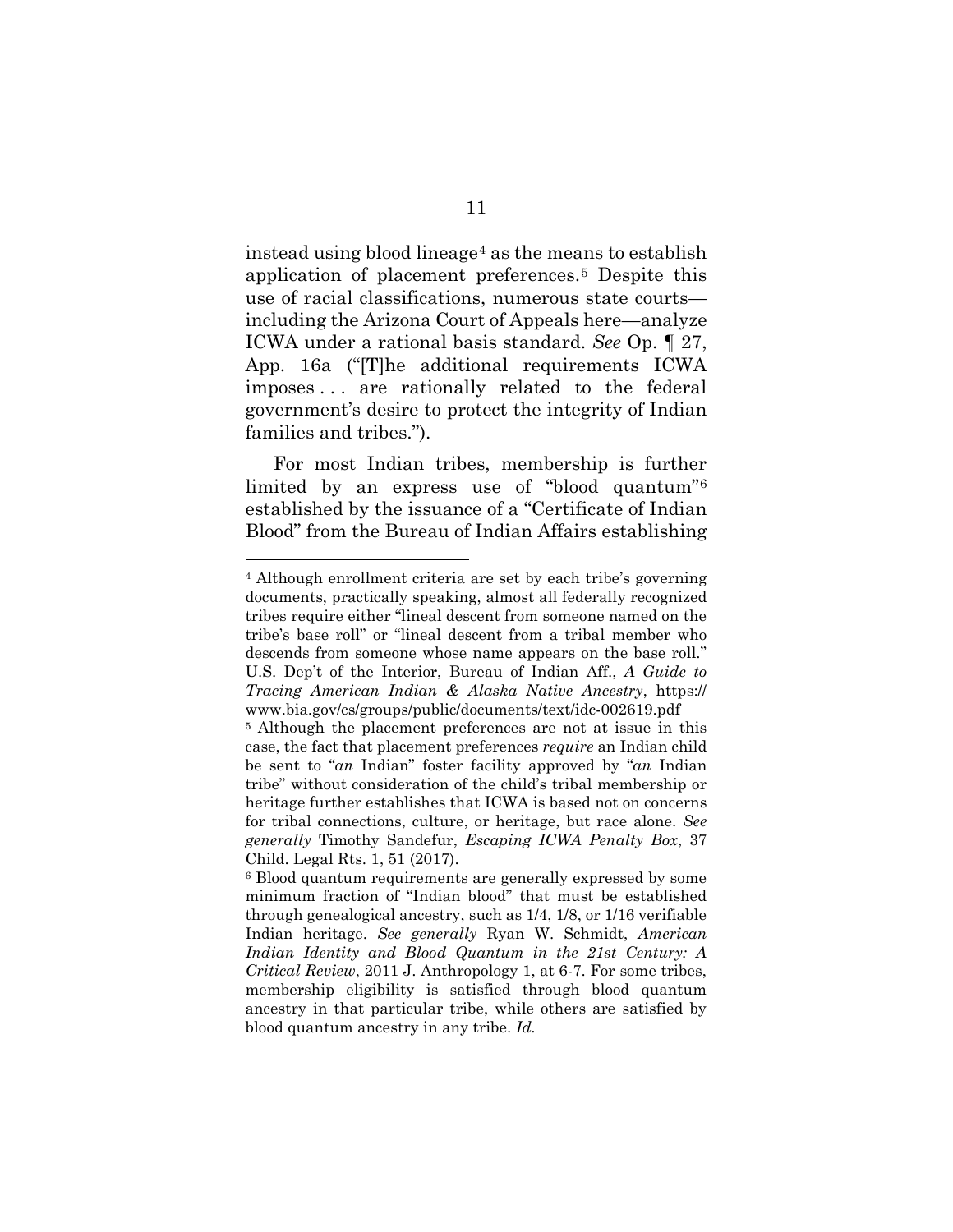instead using blood lineage[4] as the means to establish application of placement preferences.[5] Despite this use of racial classifications, numerous state courts—including the Arizona Court of Appeals here—analyze ICWA under a rational basis standard. *See* Op. ¶ 27, App. 16a ("[T]he additional requirements ICWA imposes . . . are rationally related to the federal government's desire to protect the integrity of Indian families and tribes.").

For most Indian tribes, membership is further limited by an express use of "blood quantum"[6] established by the issuance of a "Certificate of Indian Blood" from the Bureau of Indian Affairs establishing

---

[4] Although enrollment criteria are set by each tribe's governing documents, practically speaking, almost all federally recognized tribes require either "lineal descent from someone named on the tribe's base roll" or "lineal descent from a tribal member who descends from someone whose name appears on the base roll." U.S. Dep't of the Interior, Bureau of Indian Aff., *A Guide to Tracing American Indian & Alaska Native Ancestry*, https://www.bia.gov/cs/groups/public/documents/text/idc-002619.pdf

[5] Although the placement preferences are not at issue in this case, the fact that placement preferences *require* an Indian child be sent to "*an* Indian" foster facility approved by "*an* Indian tribe" without consideration of the child's tribal membership or heritage further establishes that ICWA is based not on concerns for tribal connections, culture, or heritage, but race alone. *See generally* Timothy Sandefur, *Escaping ICWA Penalty Box*, 37 Child. Legal Rts. 1, 51 (2017).

[6] Blood quantum requirements are generally expressed by some minimum fraction of "Indian blood" that must be established through genealogical ancestry, such as 1/4, 1/8, or 1/16 verifiable Indian heritage. *See generally* Ryan W. Schmidt, *American Indian Identity and Blood Quantum in the 21st Century: A Critical Review*, 2011 J. Anthropology 1, at 6-7. For some tribes, membership eligibility is satisfied through blood quantum ancestry in that particular tribe, while others are satisfied by blood quantum ancestry in any tribe. *Id.*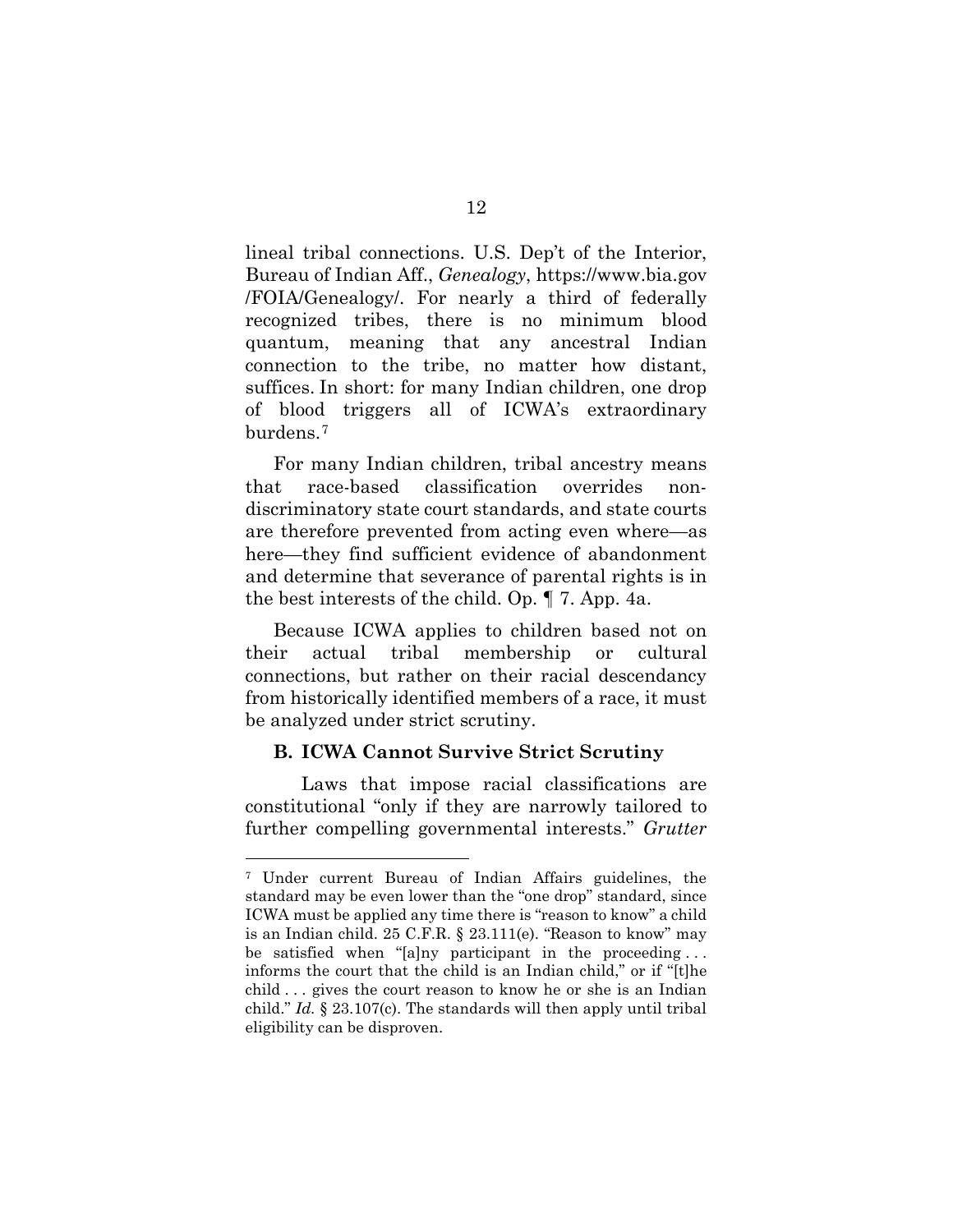lineal tribal connections. U.S. Dep't of the Interior, Bureau of Indian Aff., *Genealogy*, https://www.bia.gov/FOIA/Genealogy/. For nearly a third of federally recognized tribes, there is no minimum blood quantum, meaning that any ancestral Indian connection to the tribe, no matter how distant, suffices. In short: for many Indian children, one drop of blood triggers all of ICWA's extraordinary burdens.[7]

For many Indian children, tribal ancestry means that race-based classification overrides non-discriminatory state court standards, and state courts are therefore prevented from acting even where—as here—they find sufficient evidence of abandonment and determine that severance of parental rights is in the best interests of the child. Op. ¶ 7. App. 4a.

Because ICWA applies to children based not on their actual tribal membership or cultural connections, but rather on their racial descendancy from historically identified members of a race, it must be analyzed under strict scrutiny.

### B. ICWA Cannot Survive Strict Scrutiny

Laws that impose racial classifications are constitutional "only if they are narrowly tailored to further compelling governmental interests." *Grutter*

---

[7] Under current Bureau of Indian Affairs guidelines, the standard may be even lower than the "one drop" standard, since ICWA must be applied any time there is "reason to know" a child is an Indian child. 25 C.F.R. § 23.111(e). "Reason to know" may be satisfied when "[a]ny participant in the proceeding . . . informs the court that the child is an Indian child," or if "[t]he child . . . gives the court reason to know he or she is an Indian child." *Id.* § 23.107(c). The standards will then apply until tribal eligibility can be disproven.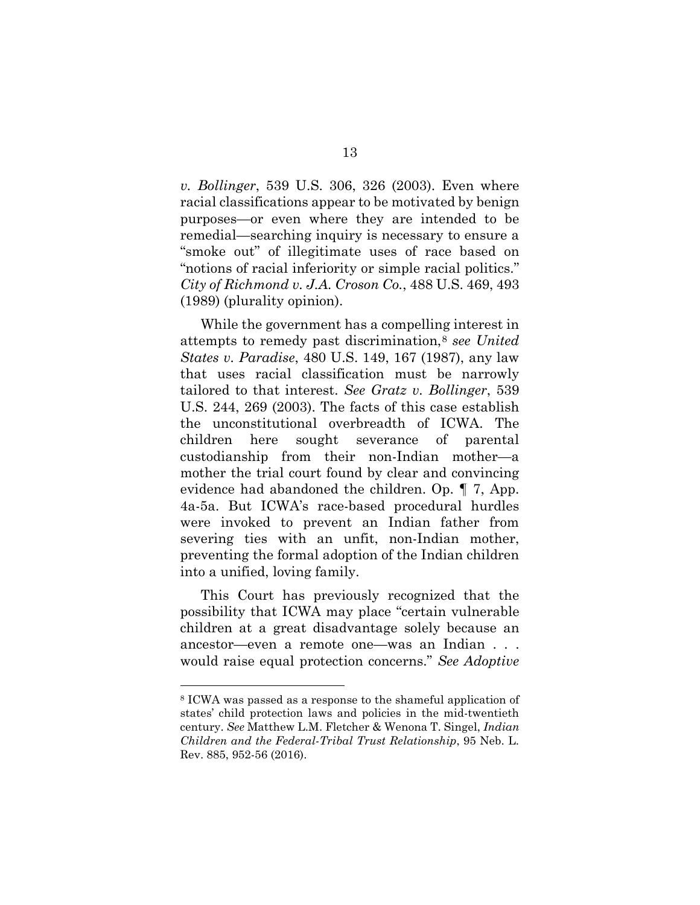*v. Bollinger*, 539 U.S. 306, 326 (2003). Even where racial classifications appear to be motivated by benign purposes—or even where they are intended to be remedial—searching inquiry is necessary to ensure a "smoke out" of illegitimate uses of race based on "notions of racial inferiority or simple racial politics." *City of Richmond v. J.A. Croson Co.*, 488 U.S. 469, 493 (1989) (plurality opinion).

While the government has a compelling interest in attempts to remedy past discrimination,[8] *see United States v. Paradise*, 480 U.S. 149, 167 (1987), any law that uses racial classification must be narrowly tailored to that interest. *See Gratz v. Bollinger*, 539 U.S. 244, 269 (2003). The facts of this case establish the unconstitutional overbreadth of ICWA. The children here sought severance of parental custodianship from their non-Indian mother—a mother the trial court found by clear and convincing evidence had abandoned the children. Op. ¶ 7, App. 4a-5a. But ICWA's race-based procedural hurdles were invoked to prevent an Indian father from severing ties with an unfit, non-Indian mother, preventing the formal adoption of the Indian children into a unified, loving family.

This Court has previously recognized that the possibility that ICWA may place "certain vulnerable children at a great disadvantage solely because an ancestor—even a remote one—was an Indian . . . would raise equal protection concerns." *See Adoptive*

---

[8] ICWA was passed as a response to the shameful application of states' child protection laws and policies in the mid-twentieth century. *See* Matthew L.M. Fletcher & Wenona T. Singel, *Indian Children and the Federal-Tribal Trust Relationship*, 95 Neb. L. Rev. 885, 952-56 (2016).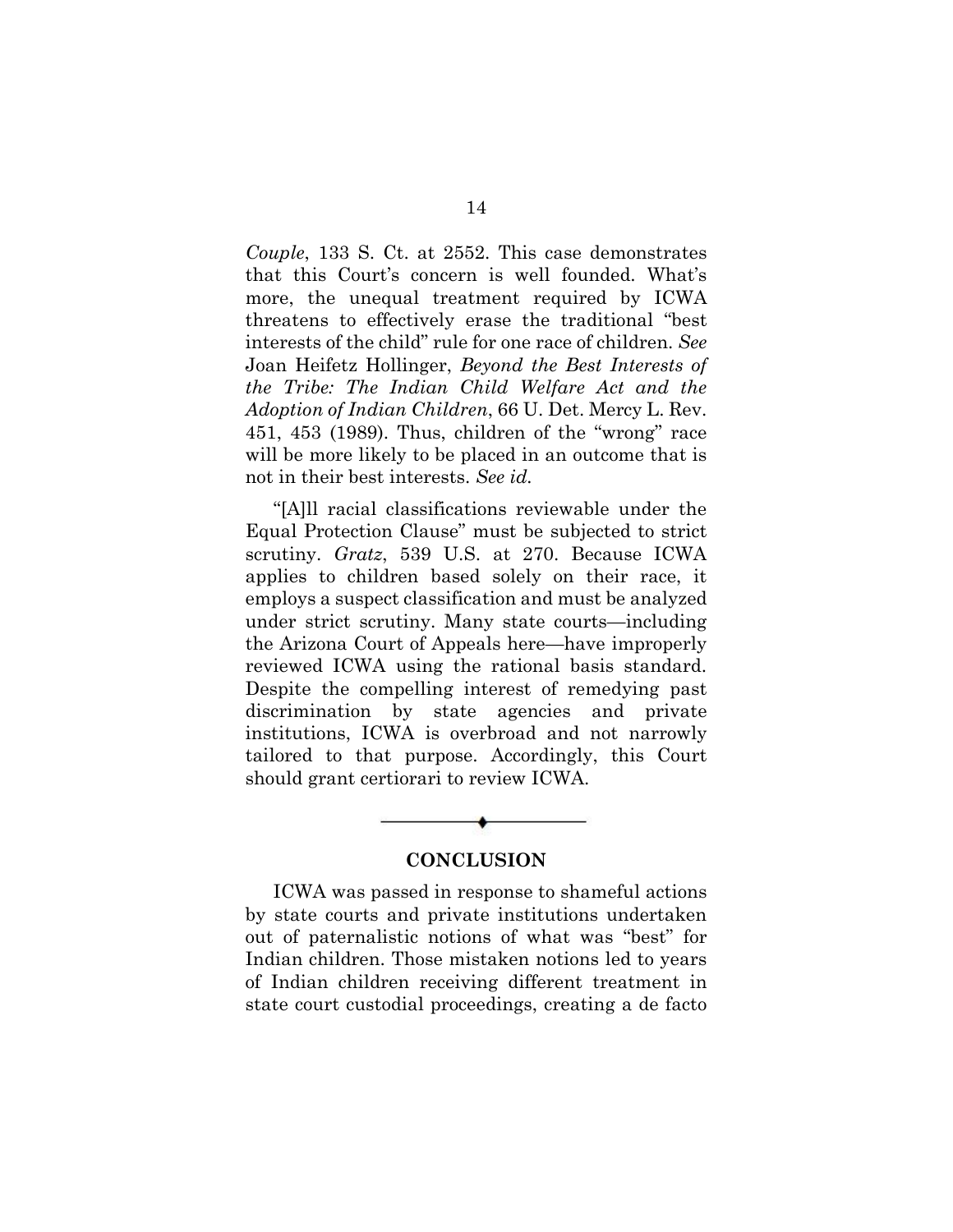*Couple*, 133 S. Ct. at 2552. This case demonstrates that this Court's concern is well founded. What's more, the unequal treatment required by ICWA threatens to effectively erase the traditional "best interests of the child" rule for one race of children. *See* Joan Heifetz Hollinger, *Beyond the Best Interests of the Tribe: The Indian Child Welfare Act and the Adoption of Indian Children*, 66 U. Det. Mercy L. Rev. 451, 453 (1989). Thus, children of the "wrong" race will be more likely to be placed in an outcome that is not in their best interests. *See id.*

"[A]ll racial classifications reviewable under the Equal Protection Clause" must be subjected to strict scrutiny. *Gratz*, 539 U.S. at 270. Because ICWA applies to children based solely on their race, it employs a suspect classification and must be analyzed under strict scrutiny. Many state courts—including the Arizona Court of Appeals here—have improperly reviewed ICWA using the rational basis standard. Despite the compelling interest of remedying past discrimination by state agencies and private institutions, ICWA is overbroad and not narrowly tailored to that purpose. Accordingly, this Court should grant certiorari to review ICWA.

## CONCLUSION

ICWA was passed in response to shameful actions by state courts and private institutions undertaken out of paternalistic notions of what was "best" for Indian children. Those mistaken notions led to years of Indian children receiving different treatment in state court custodial proceedings, creating a de facto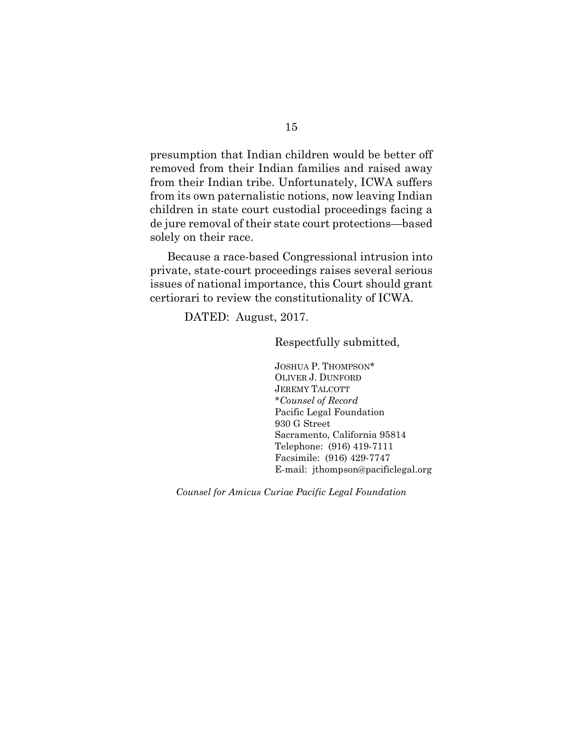presumption that Indian children would be better off removed from their Indian families and raised away from their Indian tribe. Unfortunately, ICWA suffers from its own paternalistic notions, now leaving Indian children in state court custodial proceedings facing a de jure removal of their state court protections—based solely on their race.

Because a race-based Congressional intrusion into private, state-court proceedings raises several serious issues of national importance, this Court should grant certiorari to review the constitutionality of ICWA.

DATED: August, 2017.

Respectfully submitted,

JOSHUA P. THOMPSON*  
OLIVER J. DUNFORD  
JEREMY TALCOTT  
**Counsel of Record*  
Pacific Legal Foundation  
930 G Street  
Sacramento, California 95814  
Telephone: (916) 419-7111  
Facsimile: (916) 429-7747  
E-mail: jthompson@pacificlegal.org

*Counsel for Amicus Curiae Pacific Legal Foundation*